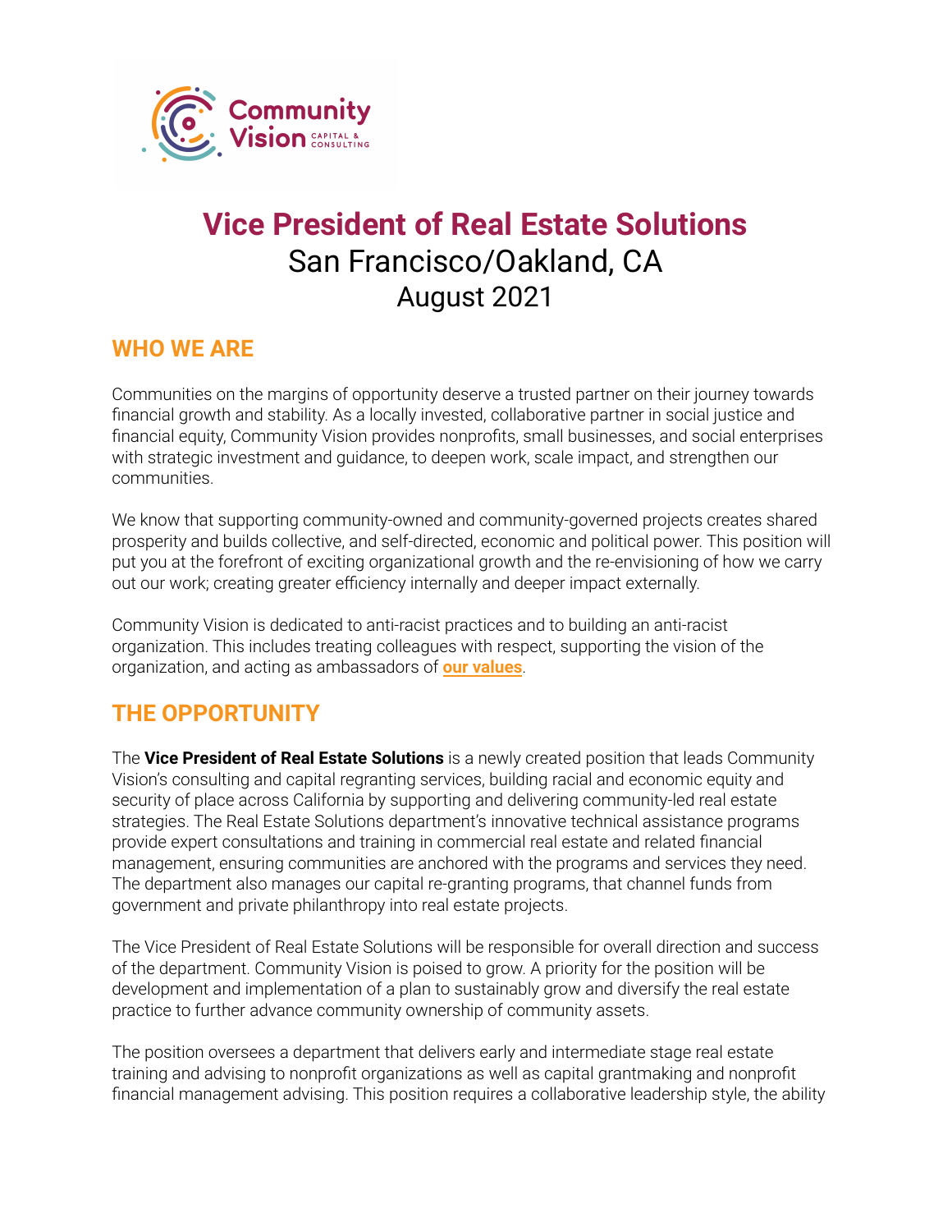# Vice President of Real Estate Solutions

San Francisco/Oakland, CA

August 2021

## WHO WE ARE

Communities on the margins of opportunity deserve a trusted partner on their journey towards financial growth and stability. As a locally invested, collaborative partner in social justice and financial equity, Community Vision provides nonprofits, small businesses, and social enterprises with strategic investment and guidance, to deepen work, scale impact, and strengthen our communities.

We know that supporting community-owned and community-governed projects creates shared prosperity and builds collective, and self-directed, economic and political power. This position will put you at the forefront of exciting organizational growth and the re-envisioning of how we carry out our work; creating greater efficiency internally and deeper impact externally.

Community Vision is dedicated to anti-racist practices and to building an anti-racist organization. This includes treating colleagues with respect, supporting the vision of the organization, and acting as ambassadors of **our values**.

## THE OPPORTUNITY

The **Vice President of Real Estate Solutions** is a newly created position that leads Community Vision's consulting and capital regranting services, building racial and economic equity and security of place across California by supporting and delivering community-led real estate strategies. The Real Estate Solutions department's innovative technical assistance programs provide expert consultations and training in commercial real estate and related financial management, ensuring communities are anchored with the programs and services they need. The department also manages our capital re-granting programs, that channel funds from government and private philanthropy into real estate projects.

The Vice President of Real Estate Solutions will be responsible for overall direction and success of the department. Community Vision is poised to grow. A priority for the position will be development and implementation of a plan to sustainably grow and diversify the real estate practice to further advance community ownership of community assets.

The position oversees a department that delivers early and intermediate stage real estate training and advising to nonprofit organizations as well as capital grantmaking and nonprofit financial management advising. This position requires a collaborative leadership style, the ability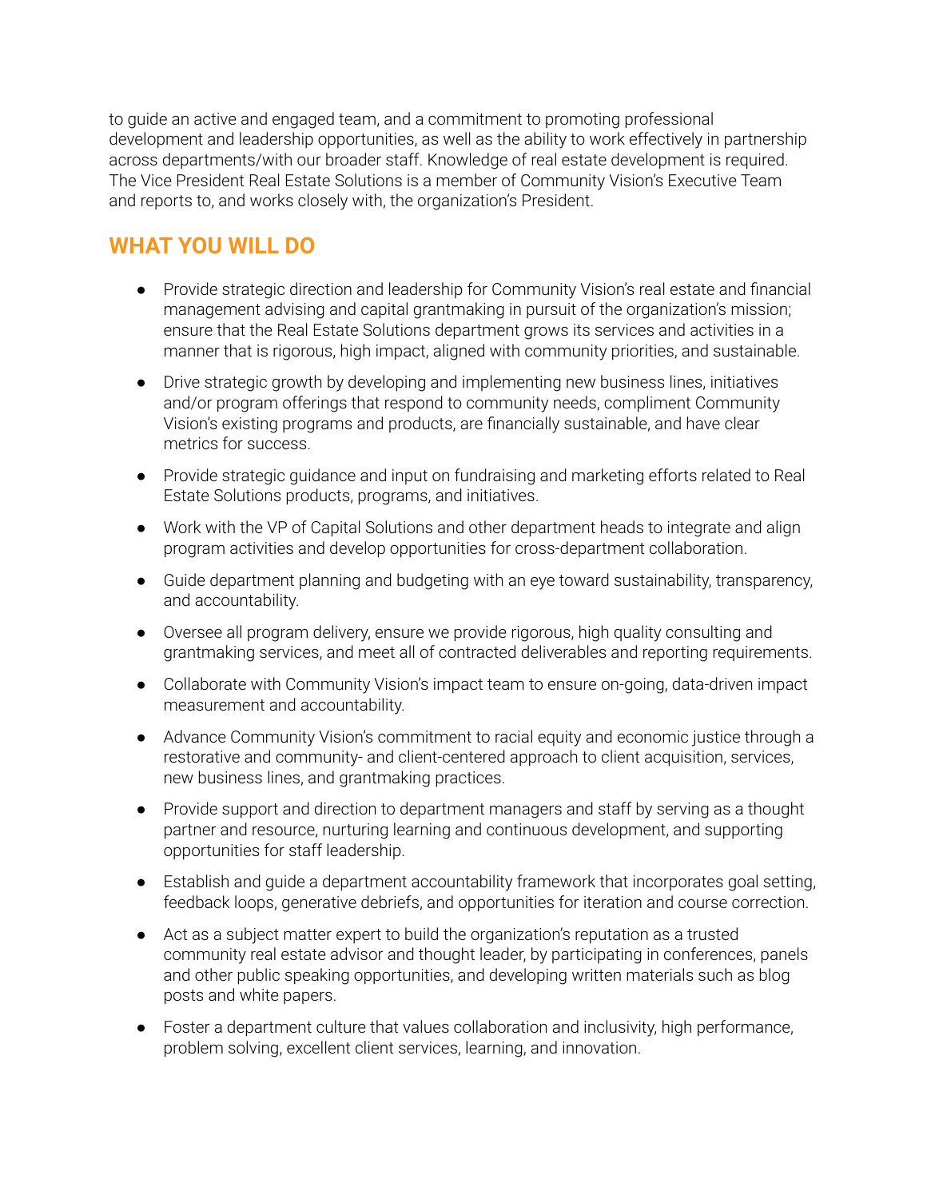to guide an active and engaged team, and a commitment to promoting professional development and leadership opportunities, as well as the ability to work effectively in partnership across departments/with our broader staff. Knowledge of real estate development is required. The Vice President Real Estate Solutions is a member of Community Vision's Executive Team and reports to, and works closely with, the organization's President.

## WHAT YOU WILL DO

- Provide strategic direction and leadership for Community Vision's real estate and financial management advising and capital grantmaking in pursuit of the organization's mission; ensure that the Real Estate Solutions department grows its services and activities in a manner that is rigorous, high impact, aligned with community priorities, and sustainable.
- Drive strategic growth by developing and implementing new business lines, initiatives and/or program offerings that respond to community needs, compliment Community Vision's existing programs and products, are financially sustainable, and have clear metrics for success.
- Provide strategic guidance and input on fundraising and marketing efforts related to Real Estate Solutions products, programs, and initiatives.
- Work with the VP of Capital Solutions and other department heads to integrate and align program activities and develop opportunities for cross-department collaboration.
- Guide department planning and budgeting with an eye toward sustainability, transparency, and accountability.
- Oversee all program delivery, ensure we provide rigorous, high quality consulting and grantmaking services, and meet all of contracted deliverables and reporting requirements.
- Collaborate with Community Vision's impact team to ensure on-going, data-driven impact measurement and accountability.
- Advance Community Vision's commitment to racial equity and economic justice through a restorative and community- and client-centered approach to client acquisition, services, new business lines, and grantmaking practices.
- Provide support and direction to department managers and staff by serving as a thought partner and resource, nurturing learning and continuous development, and supporting opportunities for staff leadership.
- Establish and guide a department accountability framework that incorporates goal setting, feedback loops, generative debriefs, and opportunities for iteration and course correction.
- Act as a subject matter expert to build the organization's reputation as a trusted community real estate advisor and thought leader, by participating in conferences, panels and other public speaking opportunities, and developing written materials such as blog posts and white papers.
- Foster a department culture that values collaboration and inclusivity, high performance, problem solving, excellent client services, learning, and innovation.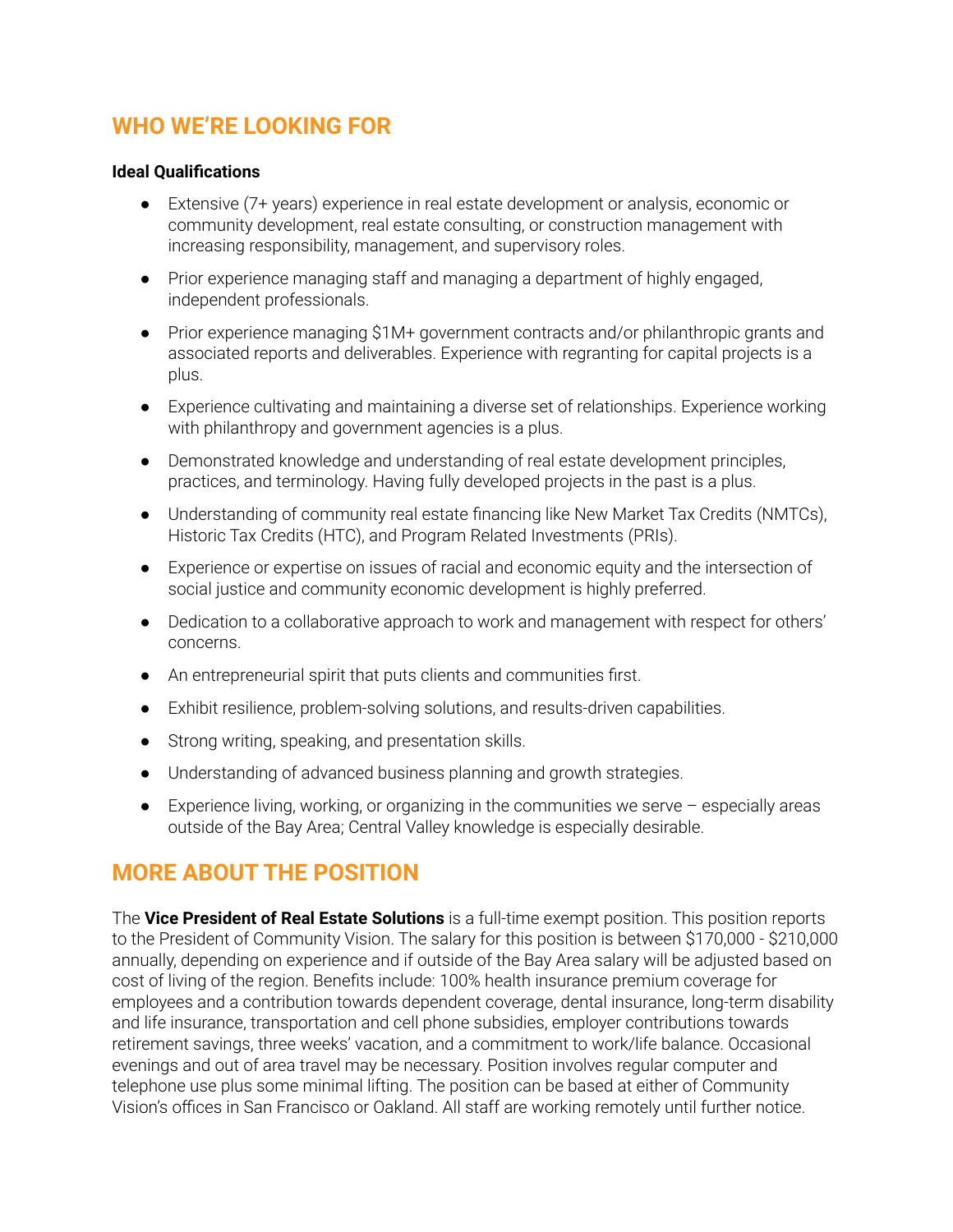## WHO WE'RE LOOKING FOR

**Ideal Qualifications**

- Extensive (7+ years) experience in real estate development or analysis, economic or community development, real estate consulting, or construction management with increasing responsibility, management, and supervisory roles.
- Prior experience managing staff and managing a department of highly engaged, independent professionals.
- Prior experience managing $1M+ government contracts and/or philanthropic grants and associated reports and deliverables. Experience with regranting for capital projects is a plus.
- Experience cultivating and maintaining a diverse set of relationships. Experience working with philanthropy and government agencies is a plus.
- Demonstrated knowledge and understanding of real estate development principles, practices, and terminology. Having fully developed projects in the past is a plus.
- Understanding of community real estate financing like New Market Tax Credits (NMTCs), Historic Tax Credits (HTC), and Program Related Investments (PRIs).
- Experience or expertise on issues of racial and economic equity and the intersection of social justice and community economic development is highly preferred.
- Dedication to a collaborative approach to work and management with respect for others' concerns.
- An entrepreneurial spirit that puts clients and communities first.
- Exhibit resilience, problem-solving solutions, and results-driven capabilities.
- Strong writing, speaking, and presentation skills.
- Understanding of advanced business planning and growth strategies.
- Experience living, working, or organizing in the communities we serve – especially areas outside of the Bay Area; Central Valley knowledge is especially desirable.

## MORE ABOUT THE POSITION

The **Vice President of Real Estate Solutions** is a full-time exempt position. This position reports to the President of Community Vision. The salary for this position is between $170,000 - $210,000 annually, depending on experience and if outside of the Bay Area salary will be adjusted based on cost of living of the region. Benefits include: 100% health insurance premium coverage for employees and a contribution towards dependent coverage, dental insurance, long-term disability and life insurance, transportation and cell phone subsidies, employer contributions towards retirement savings, three weeks' vacation, and a commitment to work/life balance. Occasional evenings and out of area travel may be necessary. Position involves regular computer and telephone use plus some minimal lifting. The position can be based at either of Community Vision's offices in San Francisco or Oakland. All staff are working remotely until further notice.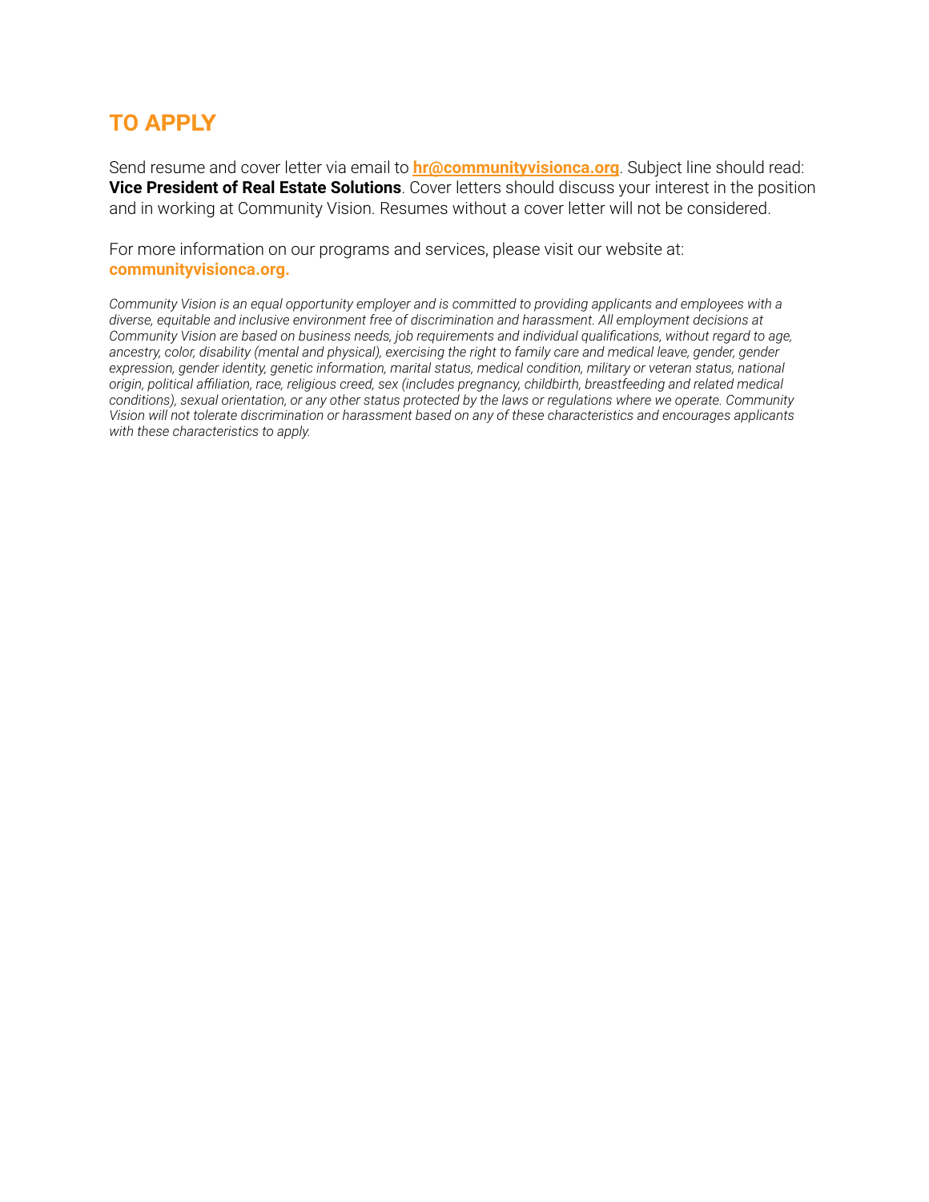## TO APPLY

Send resume and cover letter via email to **hr@communityvisionca.org**. Subject line should read: **Vice President of Real Estate Solutions**. Cover letters should discuss your interest in the position and in working at Community Vision. Resumes without a cover letter will not be considered.

For more information on our programs and services, please visit our website at: **communityvisionca.org.**

*Community Vision is an equal opportunity employer and is committed to providing applicants and employees with a diverse, equitable and inclusive environment free of discrimination and harassment. All employment decisions at Community Vision are based on business needs, job requirements and individual qualifications, without regard to age, ancestry, color, disability (mental and physical), exercising the right to family care and medical leave, gender, gender expression, gender identity, genetic information, marital status, medical condition, military or veteran status, national origin, political affiliation, race, religious creed, sex (includes pregnancy, childbirth, breastfeeding and related medical conditions), sexual orientation, or any other status protected by the laws or regulations where we operate. Community Vision will not tolerate discrimination or harassment based on any of these characteristics and encourages applicants with these characteristics to apply.*